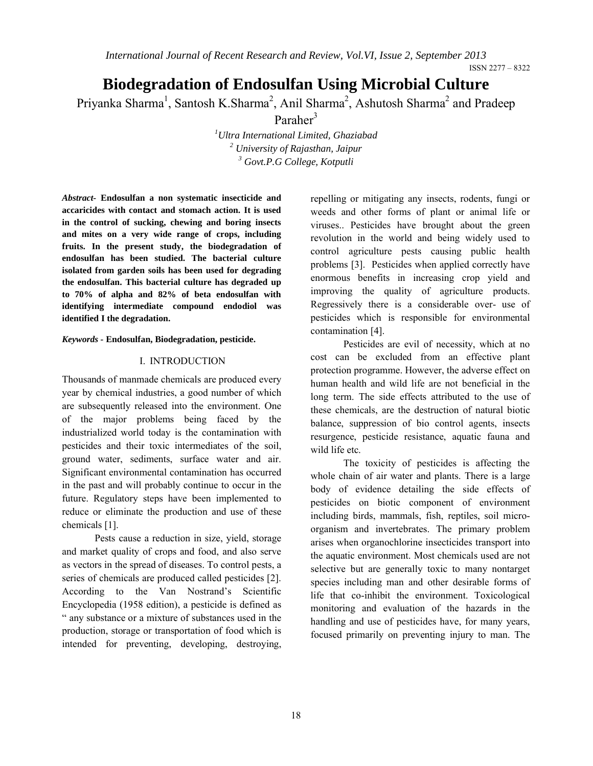# Biodegradation of Endosulfan Using Microbial Culture

Priyanka Sharma[1], Santosh K.Sharma[2], Anil Sharma[2], Ashutosh Sharma[2] and Pradeep Paraher[3]

[1]*Ultra International Limited, Ghaziabad*
[2] *University of Rajasthan, Jaipur*
[3] *Govt.P.G College, Kotputli*

***Abstract-*** **Endosulfan a non systematic insecticide and accaricides with contact and stomach action. It is used in the control of sucking, chewing and boring insects and mites on a very wide range of crops, including fruits. In the present study, the biodegradation of endosulfan has been studied. The bacterial culture isolated from garden soils has been used for degrading the endosulfan. This bacterial culture has degraded up to 70% of alpha and 82% of beta endosulfan with identifying intermediate compound endodiol was identified I the degradation.**

***Keywords -*** **Endosulfan, Biodegradation, pesticide.**

## I. INTRODUCTION

Thousands of manmade chemicals are produced every year by chemical industries, a good number of which are subsequently released into the environment. One of the major problems being faced by the industrialized world today is the contamination with pesticides and their toxic intermediates of the soil, ground water, sediments, surface water and air. Significant environmental contamination has occurred in the past and will probably continue to occur in the future. Regulatory steps have been implemented to reduce or eliminate the production and use of these chemicals [1].

Pests cause a reduction in size, yield, storage and market quality of crops and food, and also serve as vectors in the spread of diseases. To control pests, a series of chemicals are produced called pesticides [2]. According to the Van Nostrand's Scientific Encyclopedia (1958 edition), a pesticide is defined as " any substance or a mixture of substances used in the production, storage or transportation of food which is intended for preventing, developing, destroying, repelling or mitigating any insects, rodents, fungi or weeds and other forms of plant or animal life or viruses.. Pesticides have brought about the green revolution in the world and being widely used to control agriculture pests causing public health problems [3]. Pesticides when applied correctly have enormous benefits in increasing crop yield and improving the quality of agriculture products. Regressively there is a considerable over- use of pesticides which is responsible for environmental contamination [4].

Pesticides are evil of necessity, which at no cost can be excluded from an effective plant protection programme. However, the adverse effect on human health and wild life are not beneficial in the long term. The side effects attributed to the use of these chemicals, are the destruction of natural biotic balance, suppression of bio control agents, insects resurgence, pesticide resistance, aquatic fauna and wild life etc.

The toxicity of pesticides is affecting the whole chain of air water and plants. There is a large body of evidence detailing the side effects of pesticides on biotic component of environment including birds, mammals, fish, reptiles, soil micro-organism and invertebrates. The primary problem arises when organochlorine insecticides transport into the aquatic environment. Most chemicals used are not selective but are generally toxic to many nontarget species including man and other desirable forms of life that co-inhibit the environment. Toxicological monitoring and evaluation of the hazards in the handling and use of pesticides have, for many years, focused primarily on preventing injury to man. The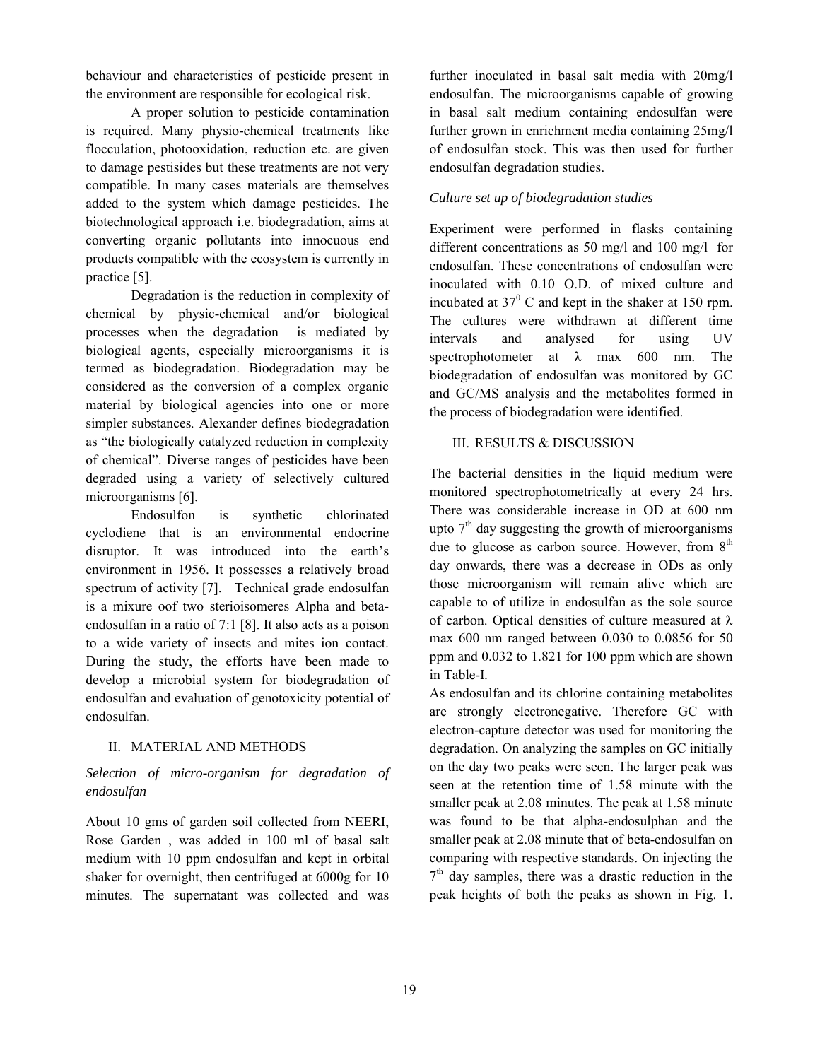behaviour and characteristics of pesticide present in the environment are responsible for ecological risk.

A proper solution to pesticide contamination is required. Many physio-chemical treatments like flocculation, photooxidation, reduction etc. are given to damage pestisides but these treatments are not very compatible. In many cases materials are themselves added to the system which damage pesticides. The biotechnological approach i.e. biodegradation, aims at converting organic pollutants into innocuous end products compatible with the ecosystem is currently in practice [5].

Degradation is the reduction in complexity of chemical by physic-chemical and/or biological processes when the degradation is mediated by biological agents, especially microorganisms it is termed as biodegradation. Biodegradation may be considered as the conversion of a complex organic material by biological agencies into one or more simpler substances. Alexander defines biodegradation as "the biologically catalyzed reduction in complexity of chemical". Diverse ranges of pesticides have been degraded using a variety of selectively cultured microorganisms [6].

Endosulfon is synthetic chlorinated cyclodiene that is an environmental endocrine disruptor. It was introduced into the earth's environment in 1956. It possesses a relatively broad spectrum of activity [7]. Technical grade endosulfan is a mixure oof two sterioisomeres Alpha and beta-endosulfan in a ratio of 7:1 [8]. It also acts as a poison to a wide variety of insects and mites ion contact. During the study, the efforts have been made to develop a microbial system for biodegradation of endosulfan and evaluation of genotoxicity potential of endosulfan.

## II. MATERIAL AND METHODS

### *Selection of micro-organism for degradation of endosulfan*

About 10 gms of garden soil collected from NEERI, Rose Garden , was added in 100 ml of basal salt medium with 10 ppm endosulfan and kept in orbital shaker for overnight, then centrifuged at 6000g for 10 minutes. The supernatant was collected and was further inoculated in basal salt media with 20mg/l endosulfan. The microorganisms capable of growing in basal salt medium containing endosulfan were further grown in enrichment media containing 25mg/l of endosulfan stock. This was then used for further endosulfan degradation studies.

### *Culture set up of biodegradation studies*

Experiment were performed in flasks containing different concentrations as 50 mg/l and 100 mg/l for endosulfan. These concentrations of endosulfan were inoculated with 0.10 O.D. of mixed culture and incubated at $37^0$ C and kept in the shaker at 150 rpm. The cultures were withdrawn at different time intervals and analysed for using UV spectrophotometer at $\lambda$ max 600 nm. The biodegradation of endosulfan was monitored by GC and GC/MS analysis and the metabolites formed in the process of biodegradation were identified.

## III. RESULTS & DISCUSSION

The bacterial densities in the liquid medium were monitored spectrophotometrically at every 24 hrs. There was considerable increase in OD at 600 nm upto 7th day suggesting the growth of microorganisms due to glucose as carbon source. However, from 8th day onwards, there was a decrease in ODs as only those microorganism will remain alive which are capable to of utilize in endosulfan as the sole source of carbon. Optical densities of culture measured at $\lambda$ max 600 nm ranged between 0.030 to 0.0856 for 50 ppm and 0.032 to 1.821 for 100 ppm which are shown in Table-I.

As endosulfan and its chlorine containing metabolites are strongly electronegative. Therefore GC with electron-capture detector was used for monitoring the degradation. On analyzing the samples on GC initially on the day two peaks were seen. The larger peak was seen at the retention time of 1.58 minute with the smaller peak at 2.08 minutes. The peak at 1.58 minute was found to be that alpha-endosulphan and the smaller peak at 2.08 minute that of beta-endosulfan on comparing with respective standards. On injecting the 7th day samples, there was a drastic reduction in the peak heights of both the peaks as shown in Fig. 1.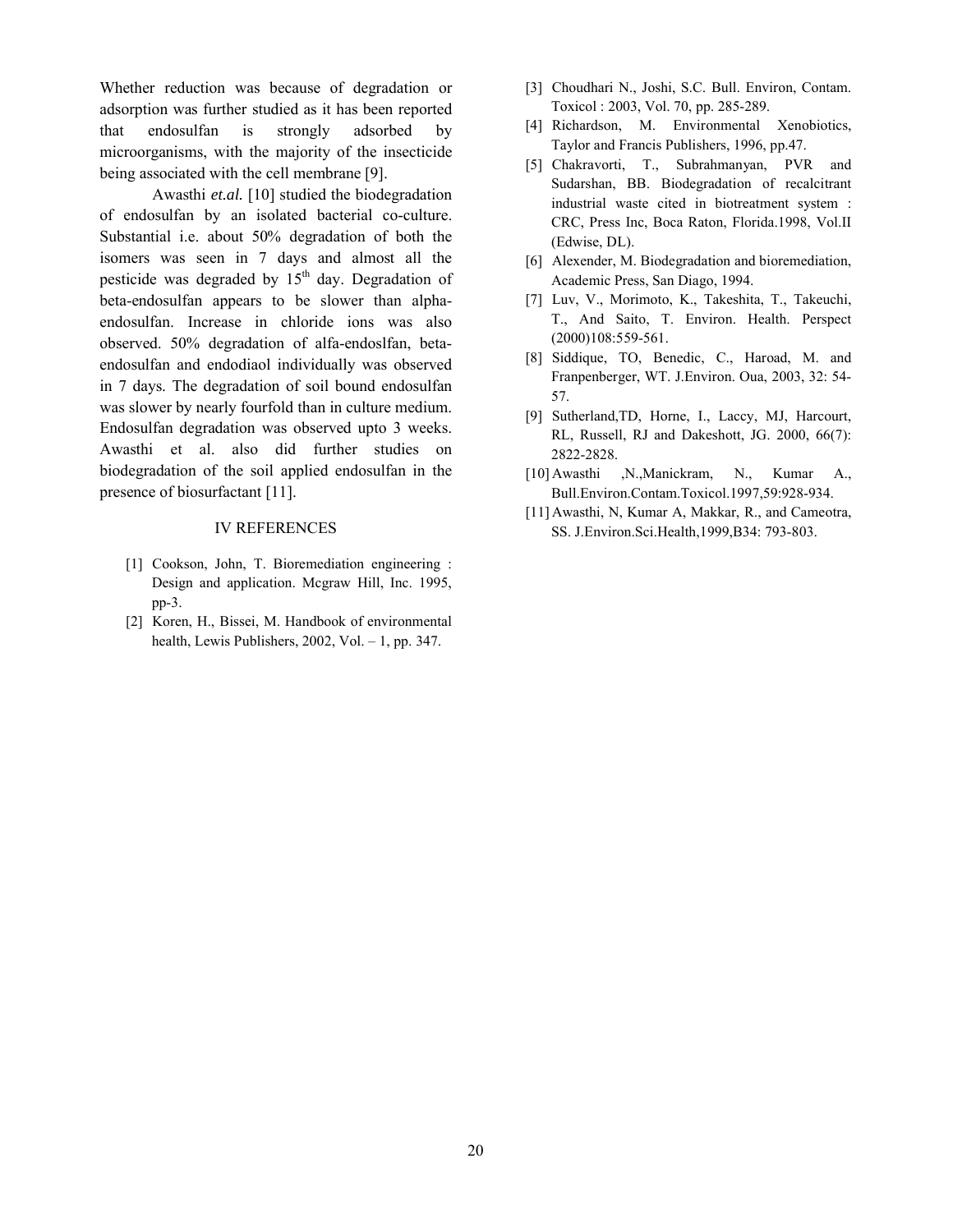Whether reduction was because of degradation or adsorption was further studied as it has been reported that endosulfan is strongly adsorbed by microorganisms, with the majority of the insecticide being associated with the cell membrane [9].

Awasthi ***et.al.*** [10] studied the biodegradation of endosulfan by an isolated bacterial co-culture. Substantial i.e. about 50% degradation of both the isomers was seen in 7 days and almost all the pesticide was degraded by 15th day. Degradation of beta-endosulfan appears to be slower than alpha-endosulfan. Increase in chloride ions was also observed. 50% degradation of alfa-endoslfan, beta-endosulfan and endodiaol individually was observed in 7 days. The degradation of soil bound endosulfan was slower by nearly fourfold than in culture medium. Endosulfan degradation was observed upto 3 weeks. Awasthi et al. also did further studies on biodegradation of the soil applied endosulfan in the presence of biosurfactant [11].

## IV REFERENCES

[1] Cookson, John, T. Bioremediation engineering : Design and application. Mcgraw Hill, Inc. 1995, pp-3.

[2] Koren, H., Bissei, M. Handbook of environmental health, Lewis Publishers, 2002, Vol. – 1, pp. 347.

[3] Choudhari N., Joshi, S.C. Bull. Environ, Contam. Toxicol : 2003, Vol. 70, pp. 285-289.

[4] Richardson, M. Environmental Xenobiotics, Taylor and Francis Publishers, 1996, pp.47.

[5] Chakravorti, T., Subrahmanyan, PVR and Sudarshan, BB. Biodegradation of recalcitrant industrial waste cited in biotreatment system : CRC, Press Inc, Boca Raton, Florida.1998, Vol.II (Edwise, DL).

[6] Alexender, M. Biodegradation and bioremediation, Academic Press, San Diago, 1994.

[7] Luv, V., Morimoto, K., Takeshita, T., Takeuchi, T., And Saito, T. Environ. Health. Perspect (2000)108:559-561.

[8] Siddique, TO, Benedic, C., Haroad, M. and Franpenberger, WT. J.Environ. Oua, 2003, 32: 54-57.

[9] Sutherland,TD, Horne, I., Laccy, MJ, Harcourt, RL, Russell, RJ and Dakeshott, JG. 2000, 66(7): 2822-2828.

[10] Awasthi ,N.,Manickram, N., Kumar A., Bull.Environ.Contam.Toxicol.1997,59:928-934.

[11] Awasthi, N, Kumar A, Makkar, R., and Cameotra, SS. J.Environ.Sci.Health,1999,B34: 793-803.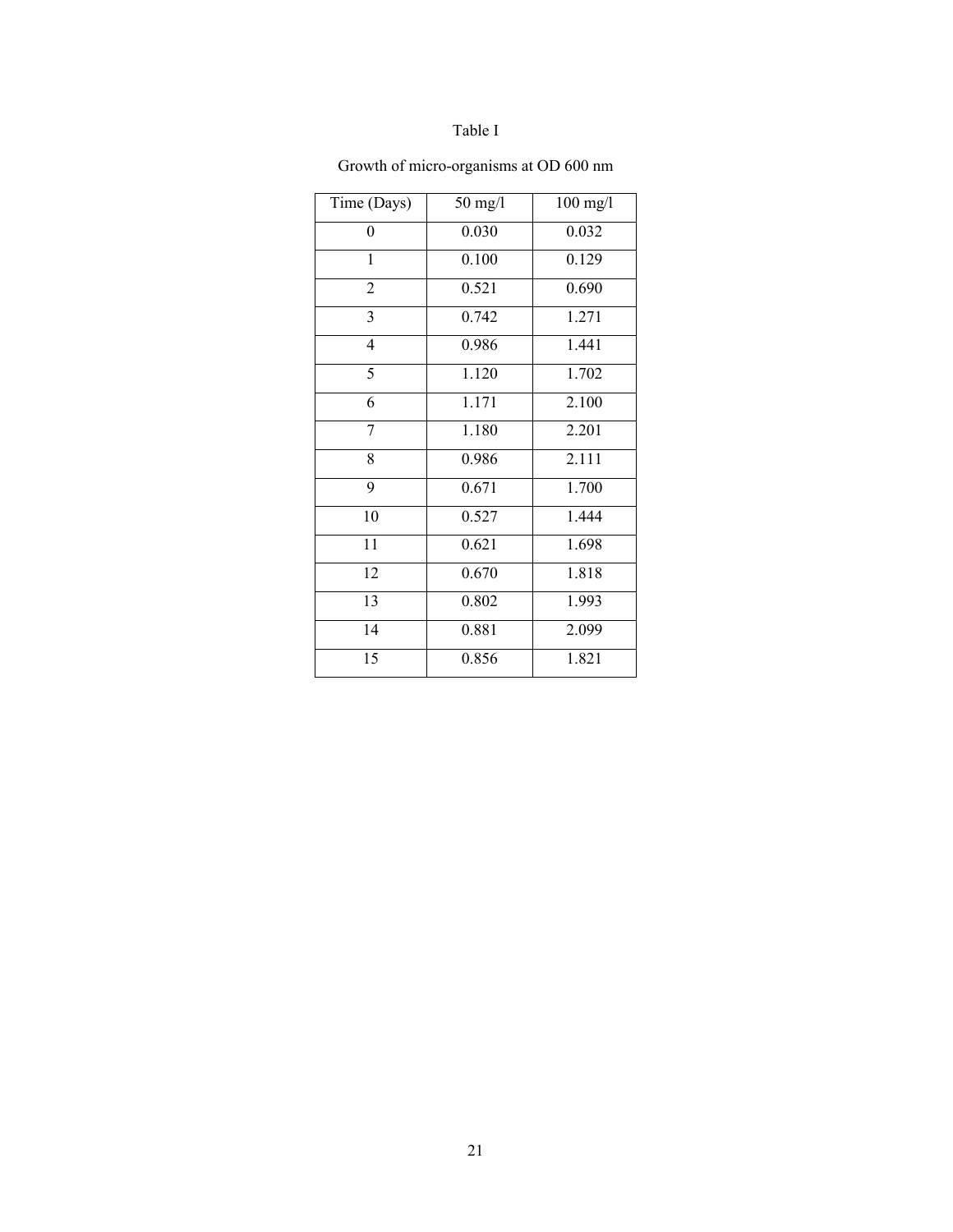Table I

Growth of micro-organisms at OD 600 nm

| Time (Days) | 50 mg/l | 100 mg/l |
|---|---|---|
| 0 | 0.030 | 0.032 |
| 1 | 0.100 | 0.129 |
| 2 | 0.521 | 0.690 |
| 3 | 0.742 | 1.271 |
| 4 | 0.986 | 1.441 |
| 5 | 1.120 | 1.702 |
| 6 | 1.171 | 2.100 |
| 7 | 1.180 | 2.201 |
| 8 | 0.986 | 2.111 |
| 9 | 0.671 | 1.700 |
| 10 | 0.527 | 1.444 |
| 11 | 0.621 | 1.698 |
| 12 | 0.670 | 1.818 |
| 13 | 0.802 | 1.993 |
| 14 | 0.881 | 2.099 |
| 15 | 0.856 | 1.821 |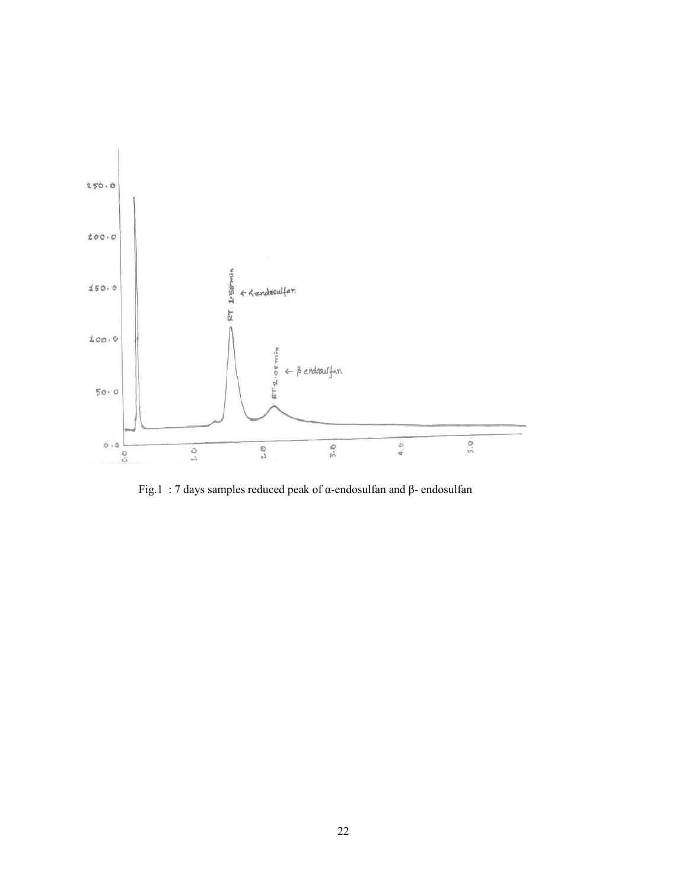250.0

200.0

150.0

100.0

50.0

0.0

0.0 1.0 2.0 3.0 4.0 5.0

RT 1.59min ← α endosulfan

RT 2.02min ← β endosulfan

Fig.1 : 7 days samples reduced peak of α-endosulfan and β- endosulfan